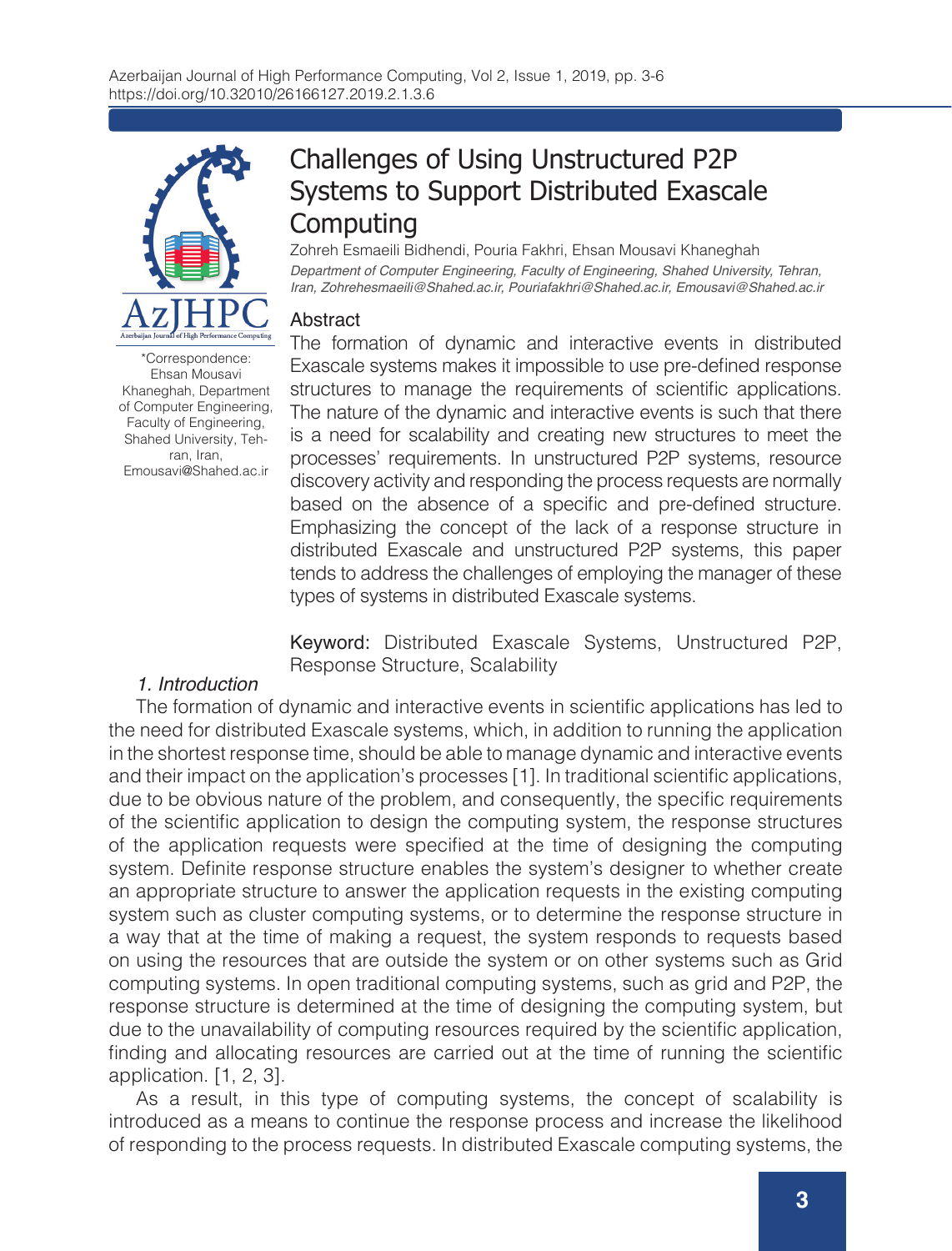# Challenges of Using Unstructured P2P Systems to Support Distributed Exascale Computing

Zohreh Esmaeili Bidhendi, Pouria Fakhri, Ehsan Mousavi Khaneghah

*Department of Computer Engineering, Faculty of Engineering, Shahed University, Tehran, Iran, Zohrehesmaeili@Shahed.ac.ir, Pouriafakhri@Shahed.ac.ir, Emousavi@Shahed.ac.ir*

*Correspondence: Ehsan Mousavi Khaneghah, Department of Computer Engineering, Faculty of Engineering, Shahed University, Tehran, Iran, Emousavi@Shahed.ac.ir

## Abstract

The formation of dynamic and interactive events in distributed Exascale systems makes it impossible to use pre-defined response structures to manage the requirements of scientific applications. The nature of the dynamic and interactive events is such that there is a need for scalability and creating new structures to meet the processes' requirements. In unstructured P2P systems, resource discovery activity and responding the process requests are normally based on the absence of a specific and pre-defined structure. Emphasizing the concept of the lack of a response structure in distributed Exascale and unstructured P2P systems, this paper tends to address the challenges of employing the manager of these types of systems in distributed Exascale systems.

**Keyword:** Distributed Exascale Systems, Unstructured P2P, Response Structure, Scalability

## *1. Introduction*

The formation of dynamic and interactive events in scientific applications has led to the need for distributed Exascale systems, which, in addition to running the application in the shortest response time, should be able to manage dynamic and interactive events and their impact on the application's processes [1]. In traditional scientific applications, due to be obvious nature of the problem, and consequently, the specific requirements of the scientific application to design the computing system, the response structures of the application requests were specified at the time of designing the computing system. Definite response structure enables the system's designer to whether create an appropriate structure to answer the application requests in the existing computing system such as cluster computing systems, or to determine the response structure in a way that at the time of making a request, the system responds to requests based on using the resources that are outside the system or on other systems such as Grid computing systems. In open traditional computing systems, such as grid and P2P, the response structure is determined at the time of designing the computing system, but due to the unavailability of computing resources required by the scientific application, finding and allocating resources are carried out at the time of running the scientific application. [1, 2, 3].

As a result, in this type of computing systems, the concept of scalability is introduced as a means to continue the response process and increase the likelihood of responding to the process requests. In distributed Exascale computing systems, the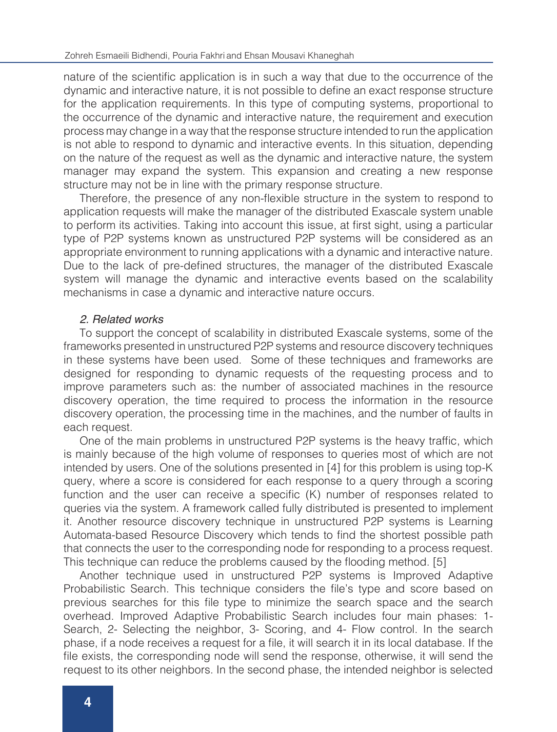nature of the scientific application is in such a way that due to the occurrence of the dynamic and interactive nature, it is not possible to define an exact response structure for the application requirements. In this type of computing systems, proportional to the occurrence of the dynamic and interactive nature, the requirement and execution process may change in a way that the response structure intended to run the application is not able to respond to dynamic and interactive events. In this situation, depending on the nature of the request as well as the dynamic and interactive nature, the system manager may expand the system. This expansion and creating a new response structure may not be in line with the primary response structure.

Therefore, the presence of any non-flexible structure in the system to respond to application requests will make the manager of the distributed Exascale system unable to perform its activities. Taking into account this issue, at first sight, using a particular type of P2P systems known as unstructured P2P systems will be considered as an appropriate environment to running applications with a dynamic and interactive nature. Due to the lack of pre-defined structures, the manager of the distributed Exascale system will manage the dynamic and interactive events based on the scalability mechanisms in case a dynamic and interactive nature occurs.

## *2. Related works*

To support the concept of scalability in distributed Exascale systems, some of the frameworks presented in unstructured P2P systems and resource discovery techniques in these systems have been used. Some of these techniques and frameworks are designed for responding to dynamic requests of the requesting process and to improve parameters such as: the number of associated machines in the resource discovery operation, the time required to process the information in the resource discovery operation, the processing time in the machines, and the number of faults in each request.

One of the main problems in unstructured P2P systems is the heavy traffic, which is mainly because of the high volume of responses to queries most of which are not intended by users. One of the solutions presented in [4] for this problem is using top-K query, where a score is considered for each response to a query through a scoring function and the user can receive a specific (K) number of responses related to queries via the system. A framework called fully distributed is presented to implement it. Another resource discovery technique in unstructured P2P systems is Learning Automata-based Resource Discovery which tends to find the shortest possible path that connects the user to the corresponding node for responding to a process request. This technique can reduce the problems caused by the flooding method. [5]

Another technique used in unstructured P2P systems is Improved Adaptive Probabilistic Search. This technique considers the file's type and score based on previous searches for this file type to minimize the search space and the search overhead. Improved Adaptive Probabilistic Search includes four main phases: 1- Search, 2- Selecting the neighbor, 3- Scoring, and 4- Flow control. In the search phase, if a node receives a request for a file, it will search it in its local database. If the file exists, the corresponding node will send the response, otherwise, it will send the request to its other neighbors. In the second phase, the intended neighbor is selected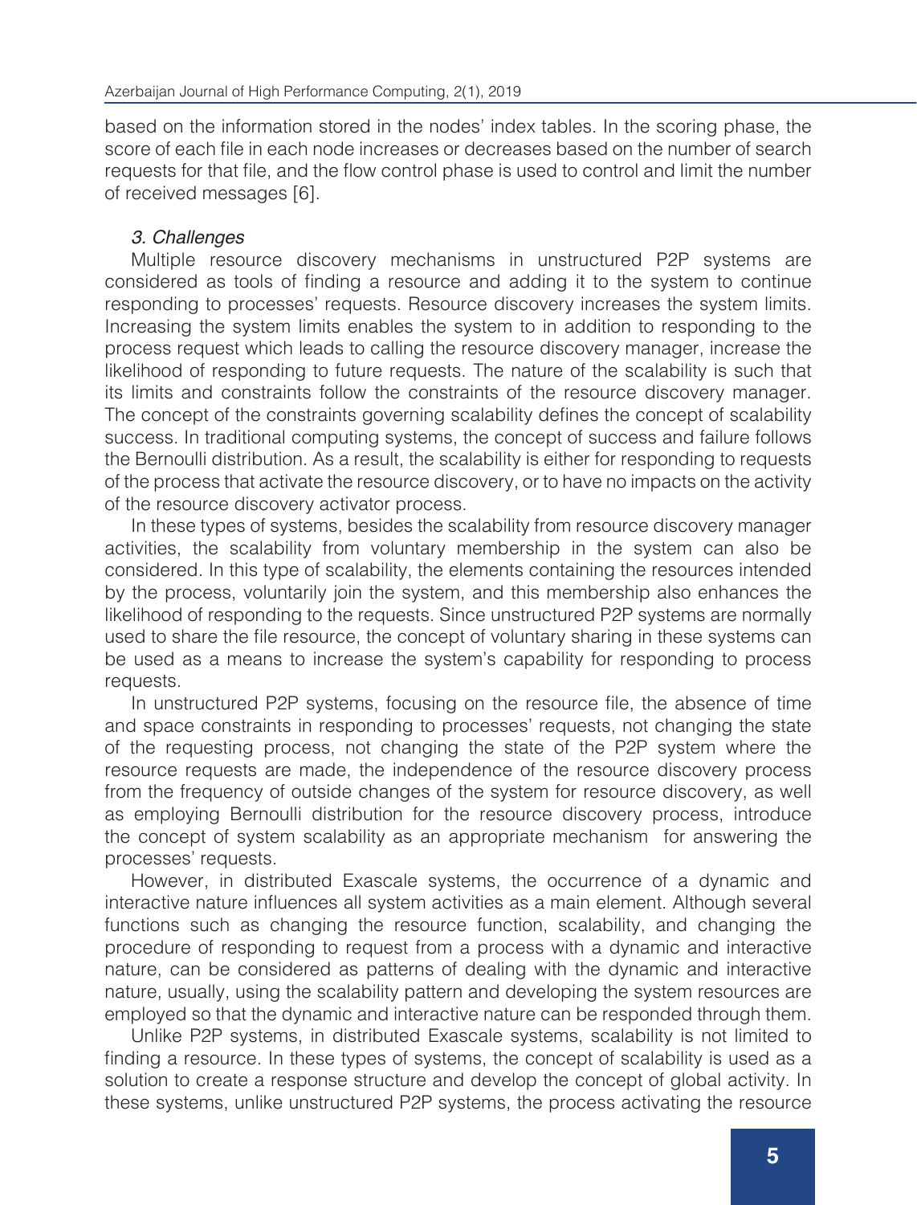based on the information stored in the nodes' index tables. In the scoring phase, the score of each file in each node increases or decreases based on the number of search requests for that file, and the flow control phase is used to control and limit the number of received messages [6].

### *3. Challenges*

Multiple resource discovery mechanisms in unstructured P2P systems are considered as tools of finding a resource and adding it to the system to continue responding to processes' requests. Resource discovery increases the system limits. Increasing the system limits enables the system to in addition to responding to the process request which leads to calling the resource discovery manager, increase the likelihood of responding to future requests. The nature of the scalability is such that its limits and constraints follow the constraints of the resource discovery manager. The concept of the constraints governing scalability defines the concept of scalability success. In traditional computing systems, the concept of success and failure follows the Bernoulli distribution. As a result, the scalability is either for responding to requests of the process that activate the resource discovery, or to have no impacts on the activity of the resource discovery activator process.

In these types of systems, besides the scalability from resource discovery manager activities, the scalability from voluntary membership in the system can also be considered. In this type of scalability, the elements containing the resources intended by the process, voluntarily join the system, and this membership also enhances the likelihood of responding to the requests. Since unstructured P2P systems are normally used to share the file resource, the concept of voluntary sharing in these systems can be used as a means to increase the system's capability for responding to process requests.

In unstructured P2P systems, focusing on the resource file, the absence of time and space constraints in responding to processes' requests, not changing the state of the requesting process, not changing the state of the P2P system where the resource requests are made, the independence of the resource discovery process from the frequency of outside changes of the system for resource discovery, as well as employing Bernoulli distribution for the resource discovery process, introduce the concept of system scalability as an appropriate mechanism for answering the processes' requests.

However, in distributed Exascale systems, the occurrence of a dynamic and interactive nature influences all system activities as a main element. Although several functions such as changing the resource function, scalability, and changing the procedure of responding to request from a process with a dynamic and interactive nature, can be considered as patterns of dealing with the dynamic and interactive nature, usually, using the scalability pattern and developing the system resources are employed so that the dynamic and interactive nature can be responded through them.

Unlike P2P systems, in distributed Exascale systems, scalability is not limited to finding a resource. In these types of systems, the concept of scalability is used as a solution to create a response structure and develop the concept of global activity. In these systems, unlike unstructured P2P systems, the process activating the resource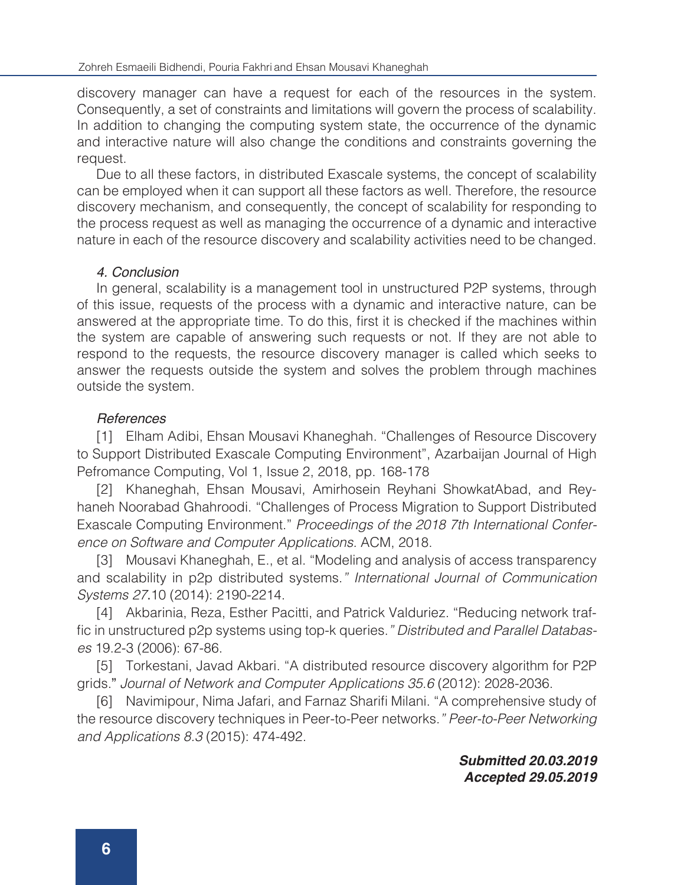discovery manager can have a request for each of the resources in the system. Consequently, a set of constraints and limitations will govern the process of scalability. In addition to changing the computing system state, the occurrence of the dynamic and interactive nature will also change the conditions and constraints governing the request.

Due to all these factors, in distributed Exascale systems, the concept of scalability can be employed when it can support all these factors as well. Therefore, the resource discovery mechanism, and consequently, the concept of scalability for responding to the process request as well as managing the occurrence of a dynamic and interactive nature in each of the resource discovery and scalability activities need to be changed.

### *4. Conclusion*

In general, scalability is a management tool in unstructured P2P systems, through of this issue, requests of the process with a dynamic and interactive nature, can be answered at the appropriate time. To do this, first it is checked if the machines within the system are capable of answering such requests or not. If they are not able to respond to the requests, the resource discovery manager is called which seeks to answer the requests outside the system and solves the problem through machines outside the system.

### *References*

[1] Elham Adibi, Ehsan Mousavi Khaneghah. "Challenges of Resource Discovery to Support Distributed Exascale Computing Environment", Azarbaijan Journal of High Pefromance Computing, Vol 1, Issue 2, 2018, pp. 168-178

[2] Khaneghah, Ehsan Mousavi, Amirhosein Reyhani ShowkatAbad, and Reyhaneh Noorabad Ghahroodi. "Challenges of Process Migration to Support Distributed Exascale Computing Environment." *Proceedings of the 2018 7th International Conference on Software and Computer Applications.* ACM, 2018.

[3] Mousavi Khaneghah, E., et al. "Modeling and analysis of access transparency and scalability in p2p distributed systems.*" International Journal of Communication Systems 27*.10 (2014): 2190-2214.

[4] Akbarinia, Reza, Esther Pacitti, and Patrick Valduriez. "Reducing network traffic in unstructured p2p systems using top-k queries.*" Distributed and Parallel Databases* 19.2-3 (2006): 67-86.

[5] Torkestani, Javad Akbari. "A distributed resource discovery algorithm for P2P grids." *Journal of Network and Computer Applications 35.6* (2012): 2028-2036.

[6] Navimipour, Nima Jafari, and Farnaz Sharifi Milani. "A comprehensive study of the resource discovery techniques in Peer-to-Peer networks.*" Peer-to-Peer Networking and Applications 8.3* (2015): 474-492.

***Submitted 20.03.2019***
***Accepted 29.05.2019***